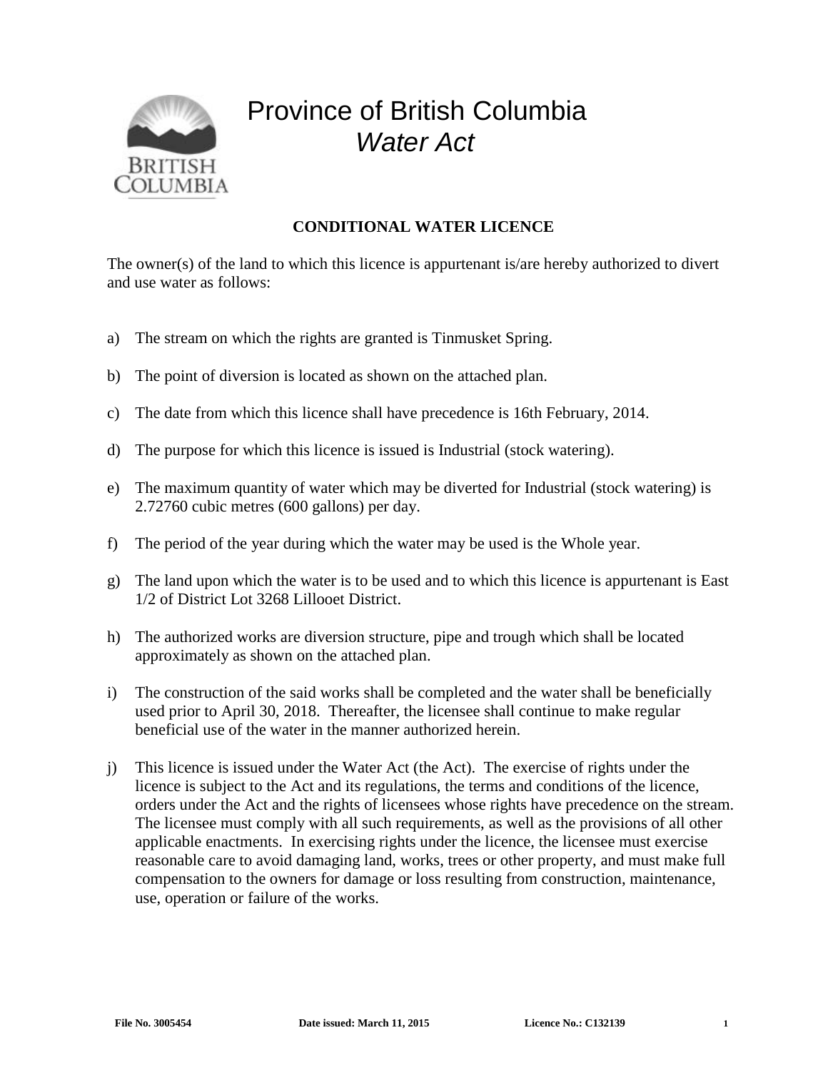# Province of British Columbia
## *Water Act*

**CONDITIONAL WATER LICENCE**

The owner(s) of the land to which this licence is appurtenant is/are hereby authorized to divert and use water as follows:

a) The stream on which the rights are granted is Tinmusket Spring.

b) The point of diversion is located as shown on the attached plan.

c) The date from which this licence shall have precedence is 16th February, 2014.

d) The purpose for which this licence is issued is Industrial (stock watering).

e) The maximum quantity of water which may be diverted for Industrial (stock watering) is 2.72760 cubic metres (600 gallons) per day.

f) The period of the year during which the water may be used is the Whole year.

g) The land upon which the water is to be used and to which this licence is appurtenant is East 1/2 of District Lot 3268 Lillooet District.

h) The authorized works are diversion structure, pipe and trough which shall be located approximately as shown on the attached plan.

i) The construction of the said works shall be completed and the water shall be beneficially used prior to April 30, 2018. Thereafter, the licensee shall continue to make regular beneficial use of the water in the manner authorized herein.

j) This licence is issued under the Water Act (the Act). The exercise of rights under the licence is subject to the Act and its regulations, the terms and conditions of the licence, orders under the Act and the rights of licensees whose rights have precedence on the stream. The licensee must comply with all such requirements, as well as the provisions of all other applicable enactments. In exercising rights under the licence, the licensee must exercise reasonable care to avoid damaging land, works, trees or other property, and must make full compensation to the owners for damage or loss resulting from construction, maintenance, use, operation or failure of the works.

**File No. 3005454** **Date issued: March 11, 2015** **Licence No.: C132139**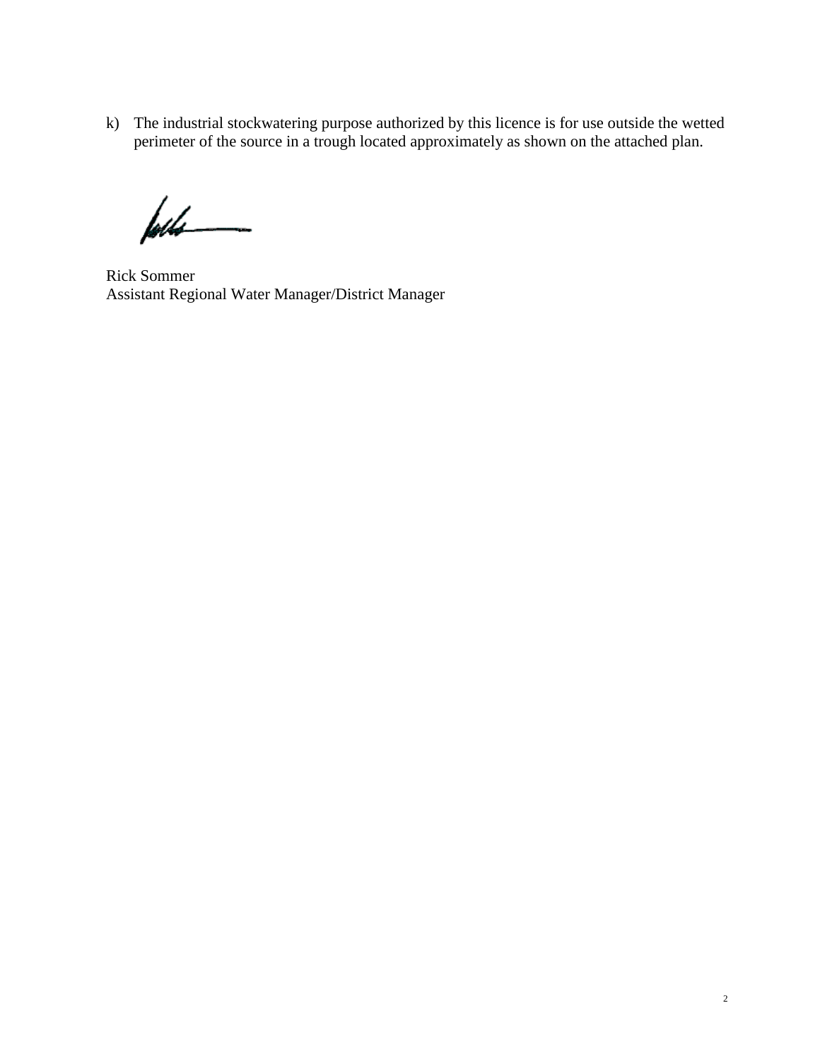k) The industrial stockwatering purpose authorized by this licence is for use outside the wetted perimeter of the source in a trough located approximately as shown on the attached plan.

Rick Sommer
Assistant Regional Water Manager/District Manager